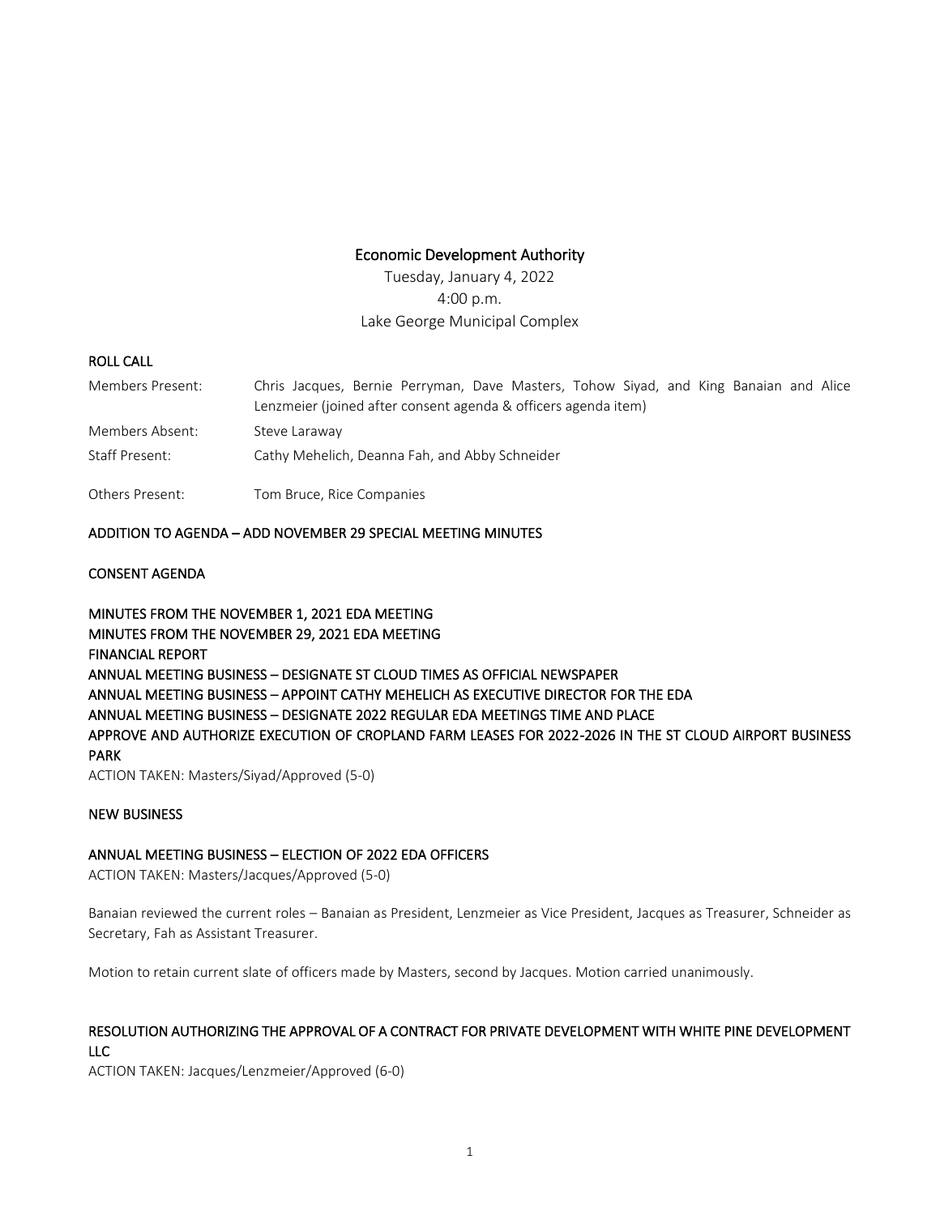# Economic Development Authority

Tuesday, January 4, 2022
4:00 p.m.
Lake George Municipal Complex

## ROLL CALL

| | |
|---|---|
| Members Present: | Chris Jacques, Bernie Perryman, Dave Masters, Tohow Siyad, and King Banaian and Alice Lenzmeier (joined after consent agenda & officers agenda item) |
| Members Absent: | Steve Laraway |
| Staff Present: | Cathy Mehelich, Deanna Fah, and Abby Schneider |
| Others Present: | Tom Bruce, Rice Companies |

## ADDITION TO AGENDA – ADD NOVEMBER 29 SPECIAL MEETING MINUTES

## CONSENT AGENDA

**MINUTES FROM THE NOVEMBER 1, 2021 EDA MEETING**
**MINUTES FROM THE NOVEMBER 29, 2021 EDA MEETING**
**FINANCIAL REPORT**
**ANNUAL MEETING BUSINESS – DESIGNATE ST CLOUD TIMES AS OFFICIAL NEWSPAPER**
**ANNUAL MEETING BUSINESS – APPOINT CATHY MEHELICH AS EXECUTIVE DIRECTOR FOR THE EDA**
**ANNUAL MEETING BUSINESS – DESIGNATE 2022 REGULAR EDA MEETINGS TIME AND PLACE**
**APPROVE AND AUTHORIZE EXECUTION OF CROPLAND FARM LEASES FOR 2022-2026 IN THE ST CLOUD AIRPORT BUSINESS PARK**

ACTION TAKEN: Masters/Siyad/Approved (5-0)

## NEW BUSINESS

### ANNUAL MEETING BUSINESS – ELECTION OF 2022 EDA OFFICERS

ACTION TAKEN: Masters/Jacques/Approved (5-0)

Banaian reviewed the current roles – Banaian as President, Lenzmeier as Vice President, Jacques as Treasurer, Schneider as Secretary, Fah as Assistant Treasurer.

Motion to retain current slate of officers made by Masters, second by Jacques. Motion carried unanimously.

### RESOLUTION AUTHORIZING THE APPROVAL OF A CONTRACT FOR PRIVATE DEVELOPMENT WITH WHITE PINE DEVELOPMENT LLC

ACTION TAKEN: Jacques/Lenzmeier/Approved (6-0)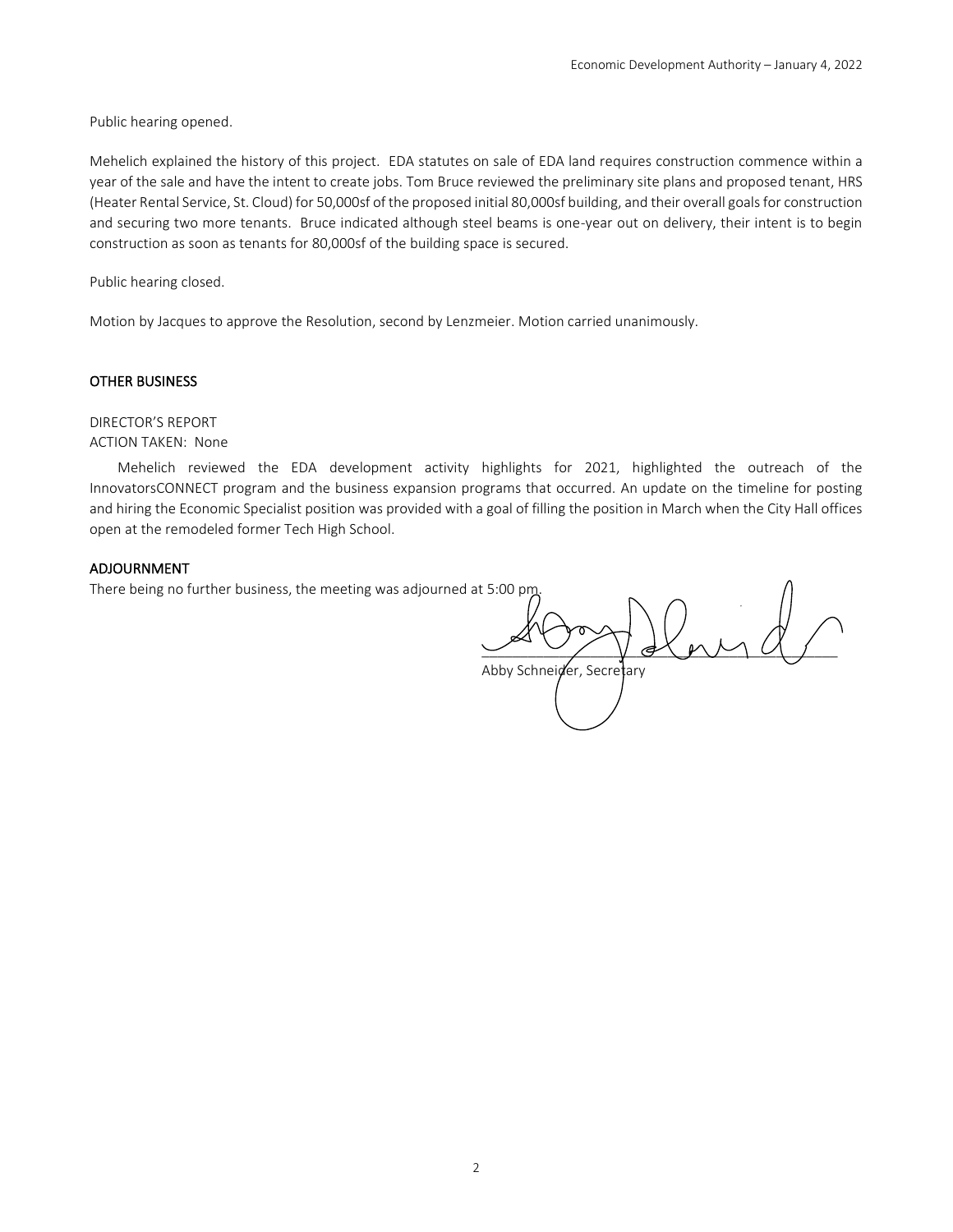Public hearing opened.

Mehelich explained the history of this project. EDA statutes on sale of EDA land requires construction commence within a year of the sale and have the intent to create jobs. Tom Bruce reviewed the preliminary site plans and proposed tenant, HRS (Heater Rental Service, St. Cloud) for 50,000sf of the proposed initial 80,000sf building, and their overall goals for construction and securing two more tenants. Bruce indicated although steel beams is one-year out on delivery, their intent is to begin construction as soon as tenants for 80,000sf of the building space is secured.

Public hearing closed.

Motion by Jacques to approve the Resolution, second by Lenzmeier. Motion carried unanimously.

## OTHER BUSINESS

DIRECTOR'S REPORT
ACTION TAKEN: None

Mehelich reviewed the EDA development activity highlights for 2021, highlighted the outreach of the InnovatorsCONNECT program and the business expansion programs that occurred. An update on the timeline for posting and hiring the Economic Specialist position was provided with a goal of filling the position in March when the City Hall offices open at the remodeled former Tech High School.

## ADJOURNMENT

There being no further business, the meeting was adjourned at 5:00 pm.

Abby Schneider, Secretary